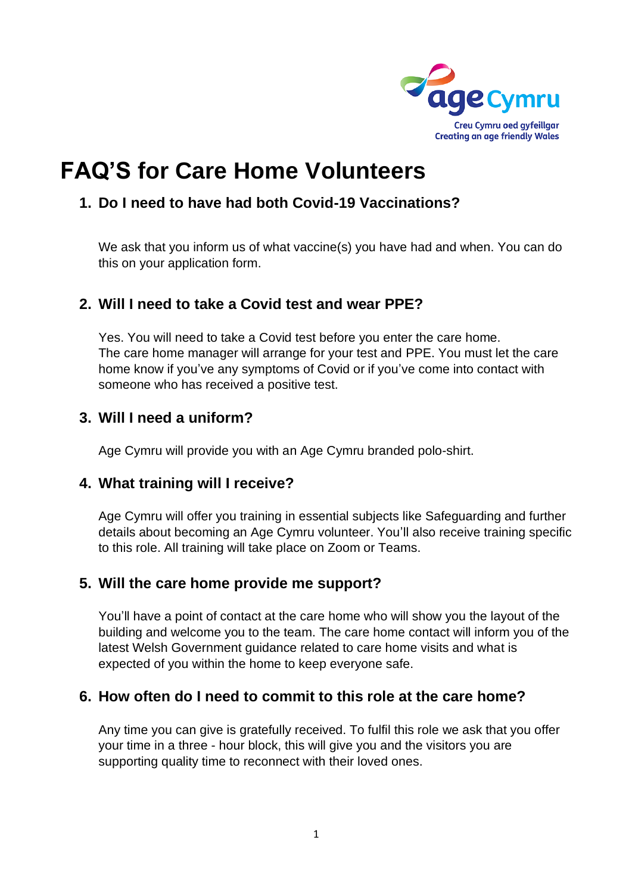Creu Cymru oed gyfeillgar
Creating an age friendly Wales

# FAQ'S for Care Home Volunteers

## 1. Do I need to have had both Covid-19 Vaccinations?

We ask that you inform us of what vaccine(s) you have had and when. You can do this on your application form.

## 2. Will I need to take a Covid test and wear PPE?

Yes. You will need to take a Covid test before you enter the care home. The care home manager will arrange for your test and PPE. You must let the care home know if you've any symptoms of Covid or if you've come into contact with someone who has received a positive test.

## 3. Will I need a uniform?

Age Cymru will provide you with an Age Cymru branded polo-shirt.

## 4. What training will I receive?

Age Cymru will offer you training in essential subjects like Safeguarding and further details about becoming an Age Cymru volunteer. You'll also receive training specific to this role. All training will take place on Zoom or Teams.

## 5. Will the care home provide me support?

You'll have a point of contact at the care home who will show you the layout of the building and welcome you to the team. The care home contact will inform you of the latest Welsh Government guidance related to care home visits and what is expected of you within the home to keep everyone safe.

## 6. How often do I need to commit to this role at the care home?

Any time you can give is gratefully received. To fulfil this role we ask that you offer your time in a three - hour block, this will give you and the visitors you are supporting quality time to reconnect with their loved ones.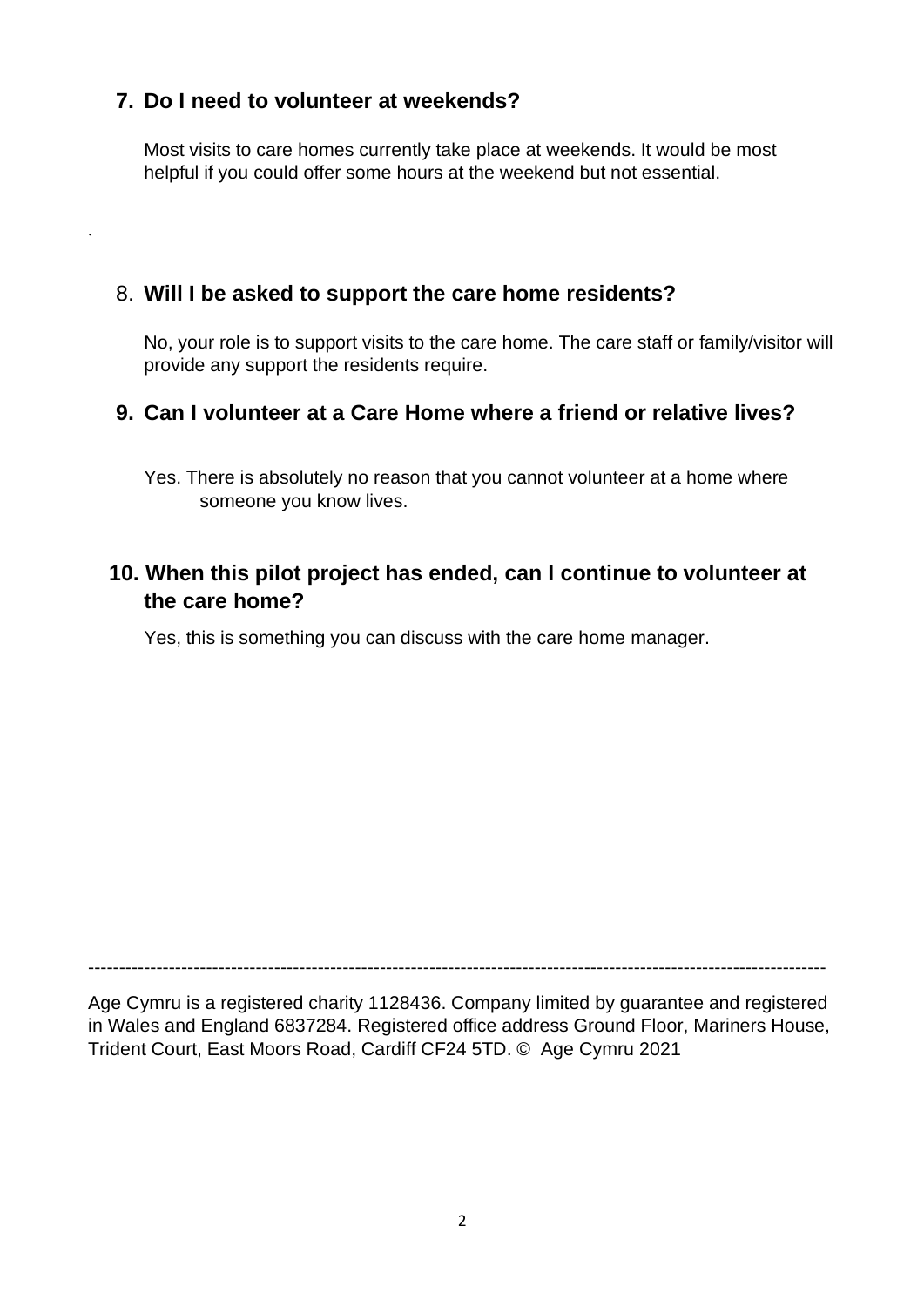## 7. Do I need to volunteer at weekends?

Most visits to care homes currently take place at weekends. It would be most helpful if you could offer some hours at the weekend but not essential.

.

## 8. Will I be asked to support the care home residents?

No, your role is to support visits to the care home. The care staff or family/visitor will provide any support the residents require.

## 9. Can I volunteer at a Care Home where a friend or relative lives?

Yes. There is absolutely no reason that you cannot volunteer at a home where someone you know lives.

## 10. When this pilot project has ended, can I continue to volunteer at the care home?

Yes, this is something you can discuss with the care home manager.

---

Age Cymru is a registered charity 1128436. Company limited by guarantee and registered in Wales and England 6837284. Registered office address Ground Floor, Mariners House, Trident Court, East Moors Road, Cardiff CF24 5TD. © Age Cymru 2021